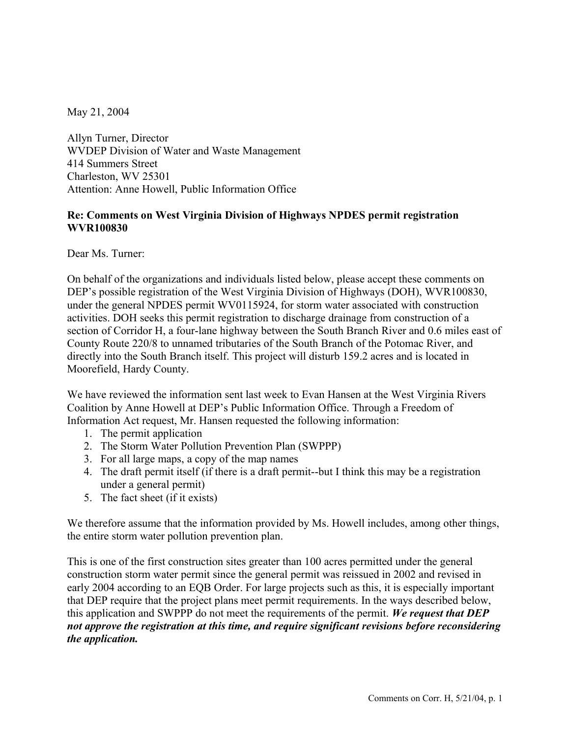May 21, 2004

Allyn Turner, Director
WVDEP Division of Water and Waste Management
414 Summers Street
Charleston, WV 25301
Attention: Anne Howell, Public Information Office

**Re: Comments on West Virginia Division of Highways NPDES permit registration WVR100830**

Dear Ms. Turner:

On behalf of the organizations and individuals listed below, please accept these comments on DEP's possible registration of the West Virginia Division of Highways (DOH), WVR100830, under the general NPDES permit WV0115924, for storm water associated with construction activities. DOH seeks this permit registration to discharge drainage from construction of a section of Corridor H, a four-lane highway between the South Branch River and 0.6 miles east of County Route 220/8 to unnamed tributaries of the South Branch of the Potomac River, and directly into the South Branch itself. This project will disturb 159.2 acres and is located in Moorefield, Hardy County.

We have reviewed the information sent last week to Evan Hansen at the West Virginia Rivers Coalition by Anne Howell at DEP's Public Information Office. Through a Freedom of Information Act request, Mr. Hansen requested the following information:

1. The permit application
2. The Storm Water Pollution Prevention Plan (SWPPP)
3. For all large maps, a copy of the map names
4. The draft permit itself (if there is a draft permit--but I think this may be a registration under a general permit)
5. The fact sheet (if it exists)

We therefore assume that the information provided by Ms. Howell includes, among other things, the entire storm water pollution prevention plan.

This is one of the first construction sites greater than 100 acres permitted under the general construction storm water permit since the general permit was reissued in 2002 and revised in early 2004 according to an EQB Order. For large projects such as this, it is especially important that DEP require that the project plans meet permit requirements. In the ways described below, this application and SWPPP do not meet the requirements of the permit. ***We request that DEP not approve the registration at this time, and require significant revisions before reconsidering the application.***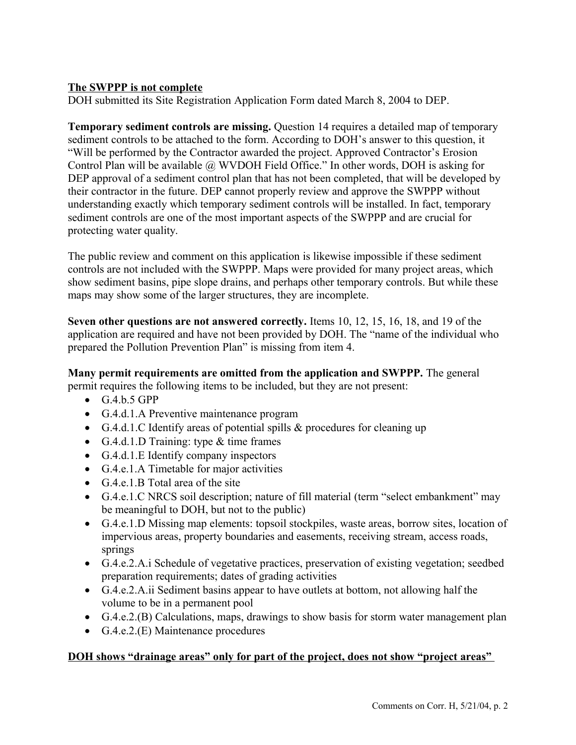**<u>The SWPPP is not complete</u>**
DOH submitted its Site Registration Application Form dated March 8, 2004 to DEP.

**Temporary sediment controls are missing.** Question 14 requires a detailed map of temporary sediment controls to be attached to the form. According to DOH's answer to this question, it "Will be performed by the Contractor awarded the project. Approved Contractor's Erosion Control Plan will be available @ WVDOH Field Office." In other words, DOH is asking for DEP approval of a sediment control plan that has not been completed, that will be developed by their contractor in the future. DEP cannot properly review and approve the SWPPP without understanding exactly which temporary sediment controls will be installed. In fact, temporary sediment controls are one of the most important aspects of the SWPPP and are crucial for protecting water quality.

The public review and comment on this application is likewise impossible if these sediment controls are not included with the SWPPP. Maps were provided for many project areas, which show sediment basins, pipe slope drains, and perhaps other temporary controls. But while these maps may show some of the larger structures, they are incomplete.

**Seven other questions are not answered correctly.** Items 10, 12, 15, 16, 18, and 19 of the application are required and have not been provided by DOH. The "name of the individual who prepared the Pollution Prevention Plan" is missing from item 4.

**Many permit requirements are omitted from the application and SWPPP.** The general permit requires the following items to be included, but they are not present:

- G.4.b.5 GPP
- G.4.d.1.A Preventive maintenance program
- G.4.d.1.C Identify areas of potential spills & procedures for cleaning up
- G.4.d.1.D Training: type & time frames
- G.4.d.1.E Identify company inspectors
- G.4.e.1.A Timetable for major activities
- G.4.e.1.B Total area of the site
- G.4.e.1.C NRCS soil description; nature of fill material (term "select embankment" may be meaningful to DOH, but not to the public)
- G.4.e.1.D Missing map elements: topsoil stockpiles, waste areas, borrow sites, location of impervious areas, property boundaries and easements, receiving stream, access roads, springs
- G.4.e.2.A.i Schedule of vegetative practices, preservation of existing vegetation; seedbed preparation requirements; dates of grading activities
- G.4.e.2.A.ii Sediment basins appear to have outlets at bottom, not allowing half the volume to be in a permanent pool
- G.4.e.2.(B) Calculations, maps, drawings to show basis for storm water management plan
- G.4.e.2.(E) Maintenance procedures

**<u>DOH shows "drainage areas" only for part of the project, does not show "project areas"</u>**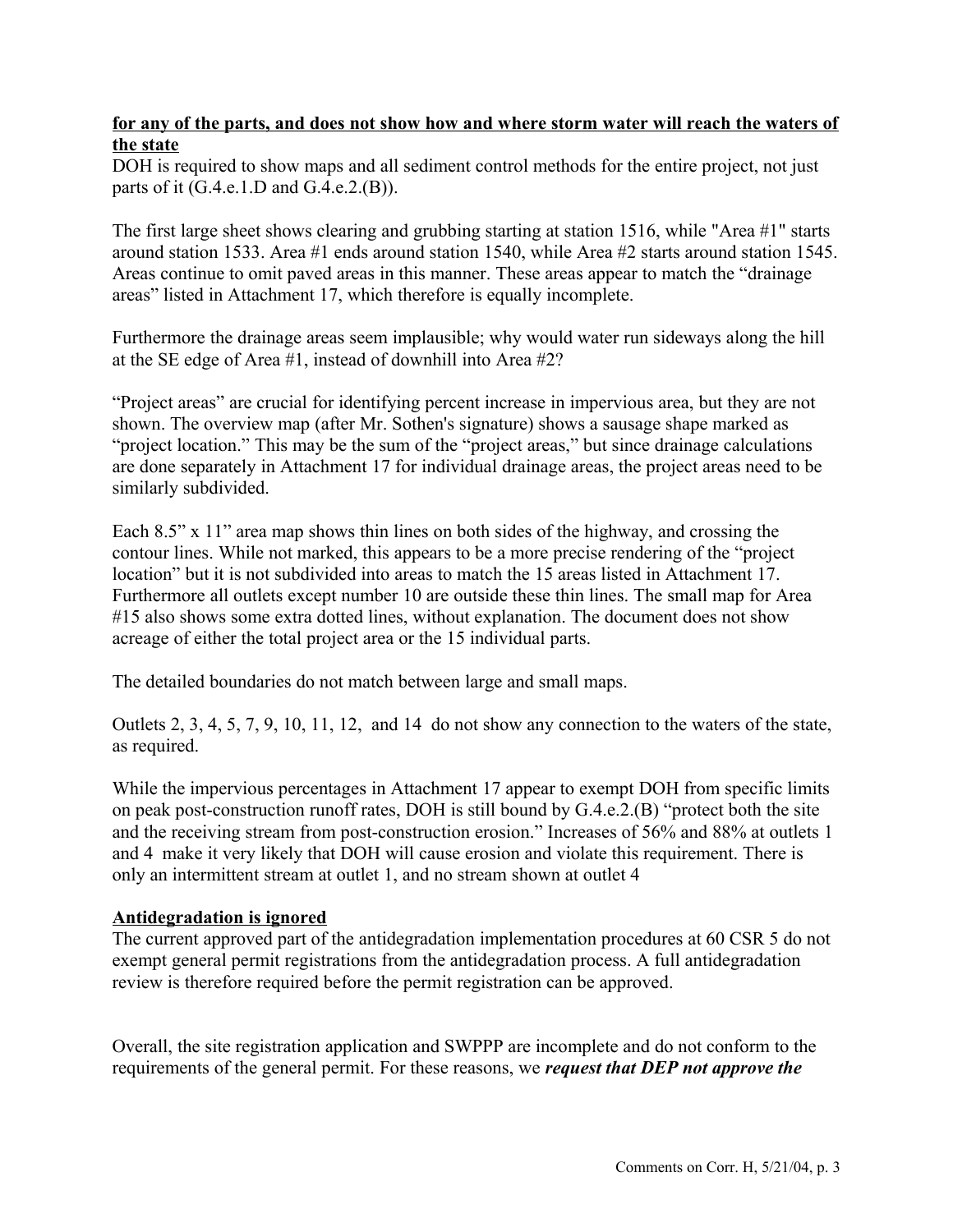**for any of the parts, and does not show how and where storm water will reach the waters of the state**

DOH is required to show maps and all sediment control methods for the entire project, not just parts of it (G.4.e.1.D and G.4.e.2.(B)).

The first large sheet shows clearing and grubbing starting at station 1516, while "Area #1" starts around station 1533. Area #1 ends around station 1540, while Area #2 starts around station 1545. Areas continue to omit paved areas in this manner. These areas appear to match the "drainage areas" listed in Attachment 17, which therefore is equally incomplete.

Furthermore the drainage areas seem implausible; why would water run sideways along the hill at the SE edge of Area #1, instead of downhill into Area #2?

"Project areas" are crucial for identifying percent increase in impervious area, but they are not shown. The overview map (after Mr. Sothen's signature) shows a sausage shape marked as "project location." This may be the sum of the "project areas," but since drainage calculations are done separately in Attachment 17 for individual drainage areas, the project areas need to be similarly subdivided.

Each 8.5" x 11" area map shows thin lines on both sides of the highway, and crossing the contour lines. While not marked, this appears to be a more precise rendering of the "project location" but it is not subdivided into areas to match the 15 areas listed in Attachment 17. Furthermore all outlets except number 10 are outside these thin lines. The small map for Area #15 also shows some extra dotted lines, without explanation. The document does not show acreage of either the total project area or the 15 individual parts.

The detailed boundaries do not match between large and small maps.

Outlets 2, 3, 4, 5, 7, 9, 10, 11, 12, and 14 do not show any connection to the waters of the state, as required.

While the impervious percentages in Attachment 17 appear to exempt DOH from specific limits on peak post-construction runoff rates, DOH is still bound by G.4.e.2.(B) "protect both the site and the receiving stream from post-construction erosion." Increases of 56% and 88% at outlets 1 and 4 make it very likely that DOH will cause erosion and violate this requirement. There is only an intermittent stream at outlet 1, and no stream shown at outlet 4

**Antidegradation is ignored**

The current approved part of the antidegradation implementation procedures at 60 CSR 5 do not exempt general permit registrations from the antidegradation process. A full antidegradation review is therefore required before the permit registration can be approved.

Overall, the site registration application and SWPPP are incomplete and do not conform to the requirements of the general permit. For these reasons, we ***request that DEP not approve the***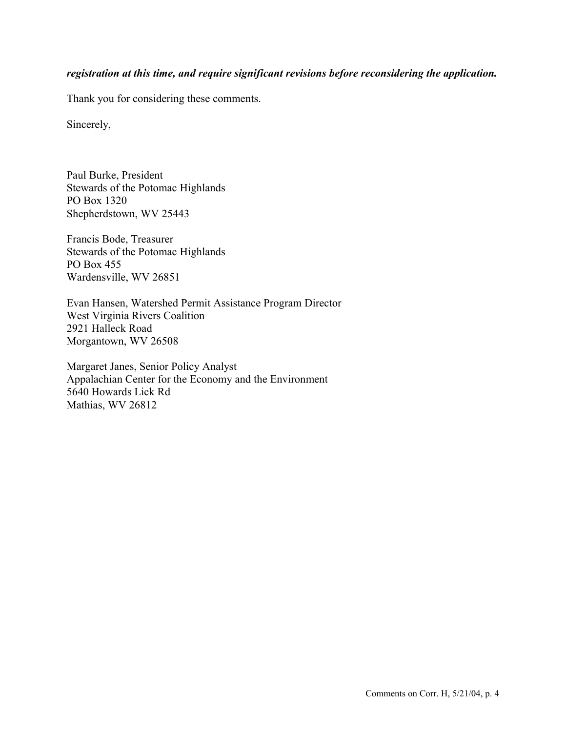***registration at this time, and require significant revisions before reconsidering the application.***

Thank you for considering these comments.

Sincerely,

Paul Burke, President
Stewards of the Potomac Highlands
PO Box 1320
Shepherdstown, WV 25443

Francis Bode, Treasurer
Stewards of the Potomac Highlands
PO Box 455
Wardensville, WV 26851

Evan Hansen, Watershed Permit Assistance Program Director
West Virginia Rivers Coalition
2921 Halleck Road
Morgantown, WV 26508

Margaret Janes, Senior Policy Analyst
Appalachian Center for the Economy and the Environment
5640 Howards Lick Rd
Mathias, WV 26812